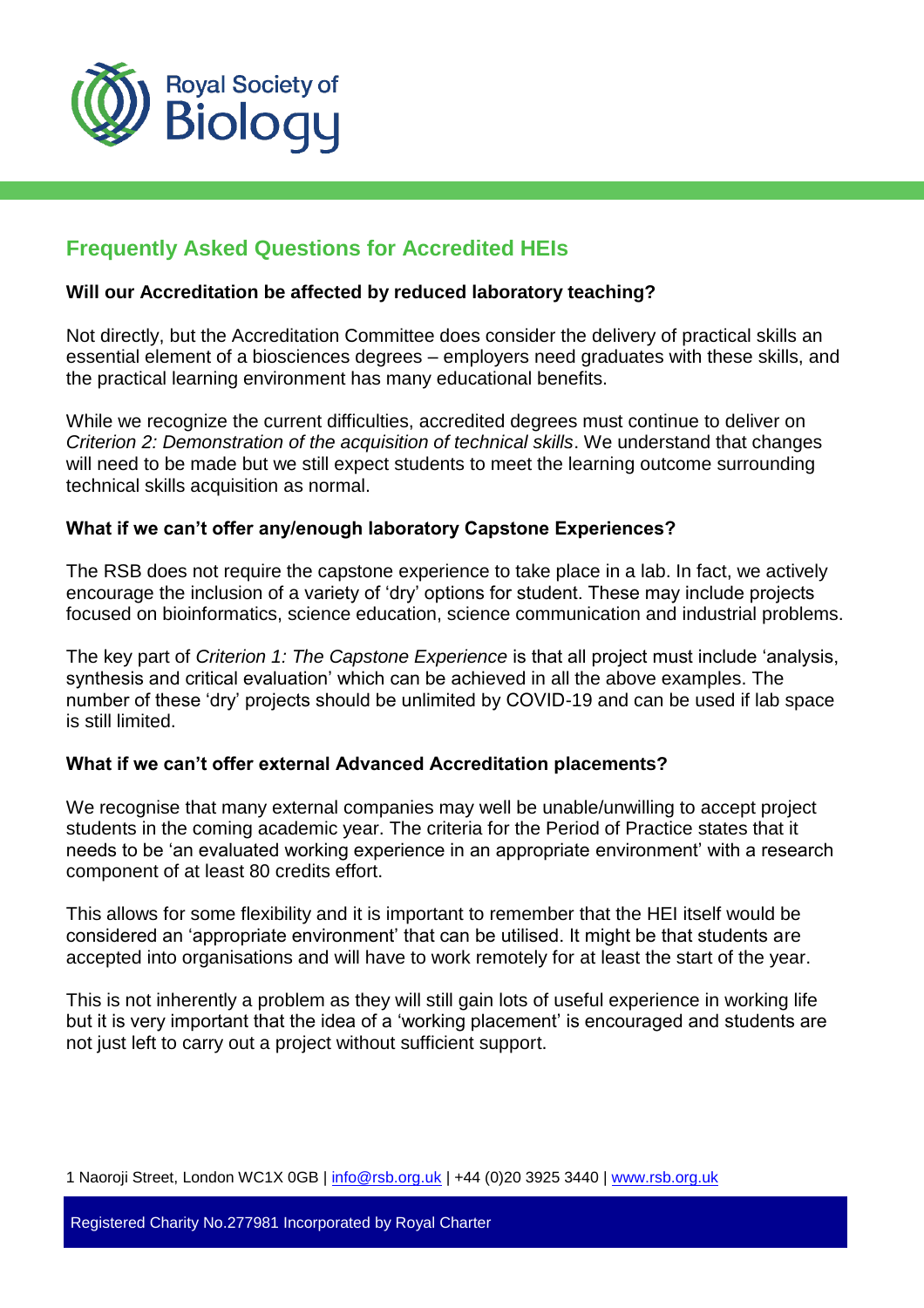Royal Society of Biology

## Frequently Asked Questions for Accredited HEIs

**Will our Accreditation be affected by reduced laboratory teaching?**

Not directly, but the Accreditation Committee does consider the delivery of practical skills an essential element of a biosciences degrees – employers need graduates with these skills, and the practical learning environment has many educational benefits.

While we recognize the current difficulties, accredited degrees must continue to deliver on *Criterion 2: Demonstration of the acquisition of technical skills*. We understand that changes will need to be made but we still expect students to meet the learning outcome surrounding technical skills acquisition as normal.

**What if we can't offer any/enough laboratory Capstone Experiences?**

The RSB does not require the capstone experience to take place in a lab. In fact, we actively encourage the inclusion of a variety of 'dry' options for student. These may include projects focused on bioinformatics, science education, science communication and industrial problems.

The key part of *Criterion 1: The Capstone Experience* is that all project must include 'analysis, synthesis and critical evaluation' which can be achieved in all the above examples. The number of these 'dry' projects should be unlimited by COVID-19 and can be used if lab space is still limited.

**What if we can't offer external Advanced Accreditation placements?**

We recognise that many external companies may well be unable/unwilling to accept project students in the coming academic year. The criteria for the Period of Practice states that it needs to be 'an evaluated working experience in an appropriate environment' with a research component of at least 80 credits effort.

This allows for some flexibility and it is important to remember that the HEI itself would be considered an 'appropriate environment' that can be utilised. It might be that students are accepted into organisations and will have to work remotely for at least the start of the year.

This is not inherently a problem as they will still gain lots of useful experience in working life but it is very important that the idea of a 'working placement' is encouraged and students are not just left to carry out a project without sufficient support.

1 Naoroji Street, London WC1X 0GB | info@rsb.org.uk | +44 (0)20 3925 3440 | www.rsb.org.uk

Registered Charity No.277981 Incorporated by Royal Charter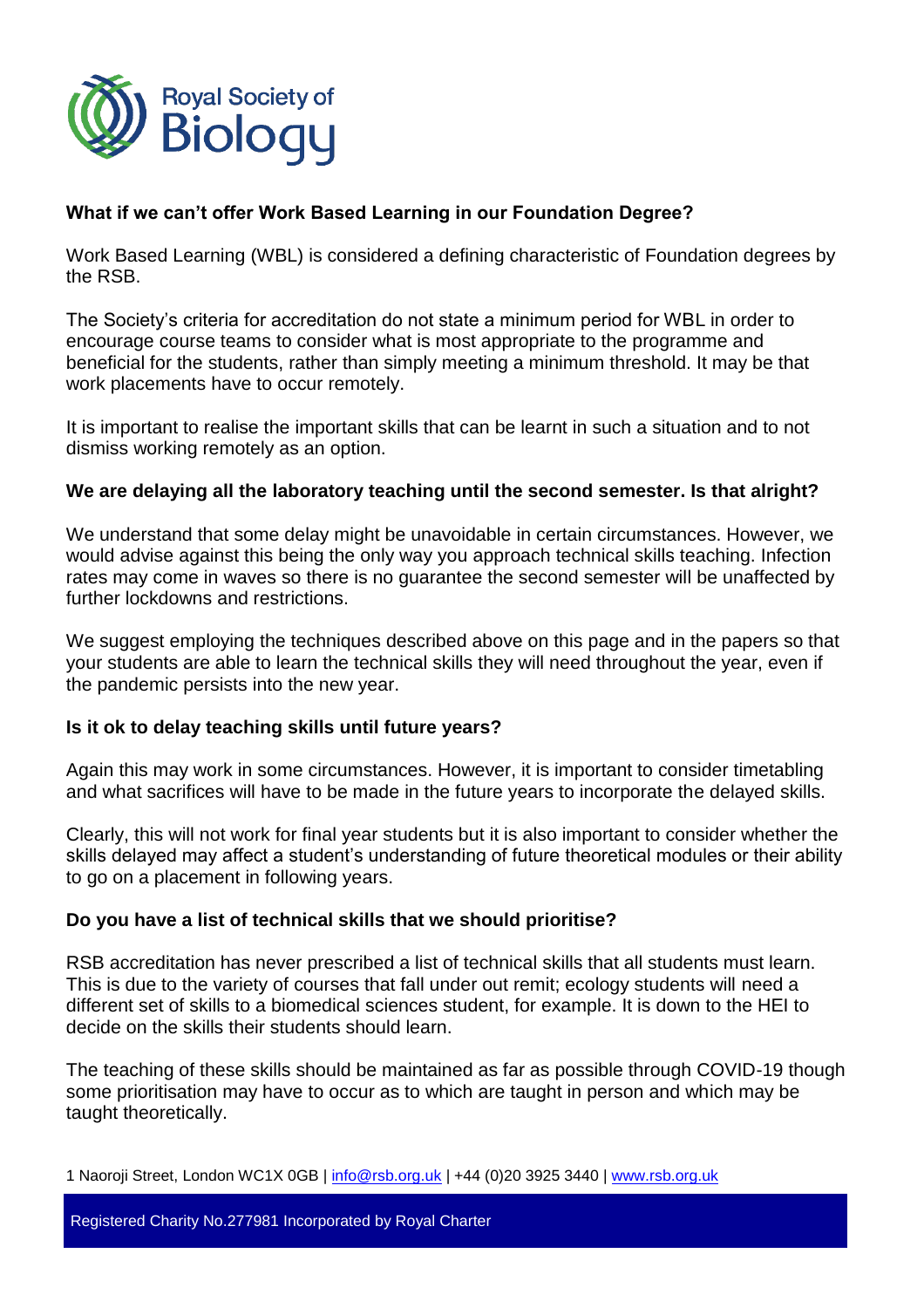**What if we can't offer Work Based Learning in our Foundation Degree?**

Work Based Learning (WBL) is considered a defining characteristic of Foundation degrees by the RSB.

The Society's criteria for accreditation do not state a minimum period for WBL in order to encourage course teams to consider what is most appropriate to the programme and beneficial for the students, rather than simply meeting a minimum threshold. It may be that work placements have to occur remotely.

It is important to realise the important skills that can be learnt in such a situation and to not dismiss working remotely as an option.

**We are delaying all the laboratory teaching until the second semester. Is that alright?**

We understand that some delay might be unavoidable in certain circumstances. However, we would advise against this being the only way you approach technical skills teaching. Infection rates may come in waves so there is no guarantee the second semester will be unaffected by further lockdowns and restrictions.

We suggest employing the techniques described above on this page and in the papers so that your students are able to learn the technical skills they will need throughout the year, even if the pandemic persists into the new year.

**Is it ok to delay teaching skills until future years?**

Again this may work in some circumstances. However, it is important to consider timetabling and what sacrifices will have to be made in the future years to incorporate the delayed skills.

Clearly, this will not work for final year students but it is also important to consider whether the skills delayed may affect a student's understanding of future theoretical modules or their ability to go on a placement in following years.

**Do you have a list of technical skills that we should prioritise?**

RSB accreditation has never prescribed a list of technical skills that all students must learn. This is due to the variety of courses that fall under out remit; ecology students will need a different set of skills to a biomedical sciences student, for example. It is down to the HEI to decide on the skills their students should learn.

The teaching of these skills should be maintained as far as possible through COVID-19 though some prioritisation may have to occur as to which are taught in person and which may be taught theoretically.